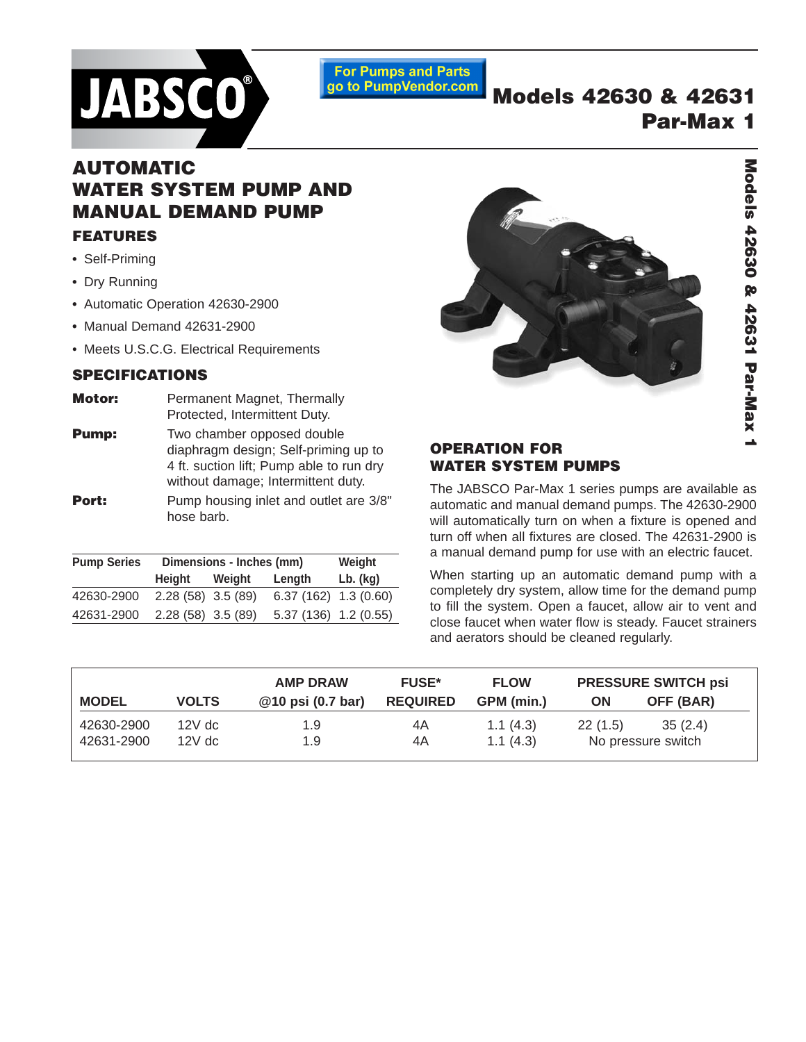JABSCO®

For Pumps and Parts go to PumpVendor.com

# Models 42630 & 42631 Par-Max 1

## AUTOMATIC WATER SYSTEM PUMP AND MANUAL DEMAND PUMP

### FEATURES

- Self-Priming
- Dry Running
- Automatic Operation 42630-2900
- Manual Demand 42631-2900
- Meets U.S.C.G. Electrical Requirements

### SPECIFICATIONS

**Motor:** Permanent Magnet, Thermally Protected, Intermittent Duty.

**Pump:** Two chamber opposed double diaphragm design; Self-priming up to 4 ft. suction lift; Pump able to run dry without damage; Intermittent duty.

**Port:** Pump housing inlet and outlet are 3/8" hose barb.

| Pump Series | Dimensions - Inches (mm) | | | Weight |
|---|---|---|---|---|
| | Height | Weight | Length | Lb. (kg) |
| 42630-2900 | 2.28 (58) | 3.5 (89) | 6.37 (162) | 1.3 (0.60) |
| 42631-2900 | 2.28 (58) | 3.5 (89) | 5.37 (136) | 1.2 (0.55) |

### OPERATION FOR WATER SYSTEM PUMPS

The JABSCO Par-Max 1 series pumps are available as automatic and manual demand pumps. The 42630-2900 will automatically turn on when a fixture is opened and turn off when all fixtures are closed. The 42631-2900 is a manual demand pump for use with an electric faucet.

When starting up an automatic demand pump with a completely dry system, allow time for the demand pump to fill the system. Open a faucet, allow air to vent and close faucet when water flow is steady. Faucet strainers and aerators should be cleaned regularly.

| MODEL | VOLTS | AMP DRAW @10 psi (0.7 bar) | FUSE* REQUIRED | FLOW GPM (min.) | PRESSURE SWITCH psi ON | OFF (BAR) |
|---|---|---|---|---|---|---|
| 42630-2900 | 12V dc | 1.9 | 4A | 1.1 (4.3) | 22 (1.5) | 35 (2.4) |
| 42631-2900 | 12V dc | 1.9 | 4A | 1.1 (4.3) | No pressure switch | |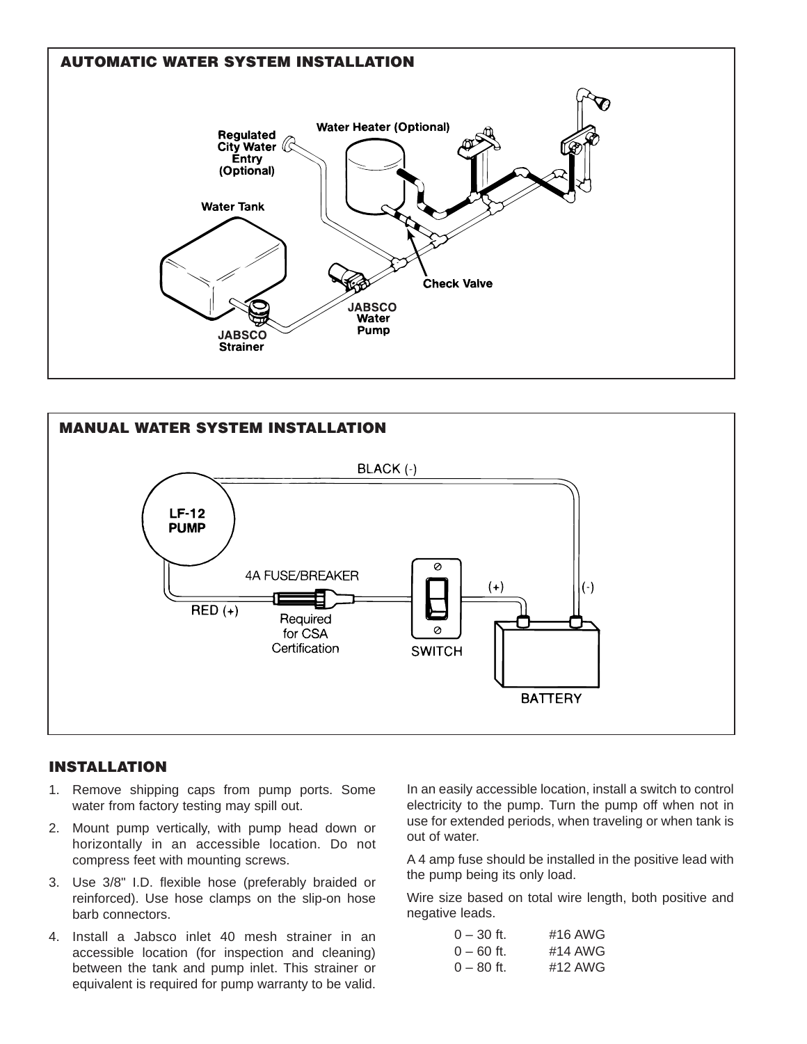## AUTOMATIC WATER SYSTEM INSTALLATION

Regulated City Water Entry (Optional)

Water Heater (Optional)

Water Tank

Check Valve

JABSCO Water Pump

JABSCO Strainer

## MANUAL WATER SYSTEM INSTALLATION

LF-12 PUMP

BLACK (-)

4A FUSE/BREAKER

RED (+)

Required for CSA Certification

SWITCH

(+)

(-)

BATTERY

## INSTALLATION

1. Remove shipping caps from pump ports. Some water from factory testing may spill out.
2. Mount pump vertically, with pump head down or horizontally in an accessible location. Do not compress feet with mounting screws.
3. Use 3/8" I.D. flexible hose (preferably braided or reinforced). Use hose clamps on the slip-on hose barb connectors.
4. Install a Jabsco inlet 40 mesh strainer in an accessible location (for inspection and cleaning) between the tank and pump inlet. This strainer or equivalent is required for pump warranty to be valid.

In an easily accessible location, install a switch to control electricity to the pump. Turn the pump off when not in use for extended periods, when traveling or when tank is out of water.

A 4 amp fuse should be installed in the positive lead with the pump being its only load.

Wire size based on total wire length, both positive and negative leads.

| | |
|---|---|
| 0 – 30 ft. | #16 AWG |
| 0 – 60 ft. | #14 AWG |
| 0 – 80 ft. | #12 AWG |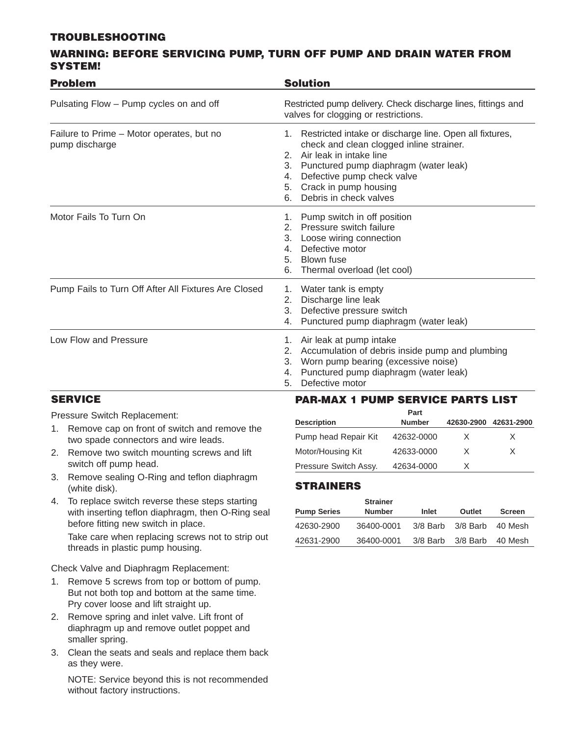## TROUBLESHOOTING

### WARNING: BEFORE SERVICING PUMP, TURN OFF PUMP AND DRAIN WATER FROM SYSTEM!

| Problem | Solution |
|---|---|
| Pulsating Flow – Pump cycles on and off | Restricted pump delivery. Check discharge lines, fittings and valves for clogging or restrictions. |
| Failure to Prime – Motor operates, but no pump discharge | 1. Restricted intake or discharge line. Open all fixtures, check and clean clogged inline strainer.<br>2. Air leak in intake line<br>3. Punctured pump diaphragm (water leak)<br>4. Defective pump check valve<br>5. Crack in pump housing<br>6. Debris in check valves |
| Motor Fails To Turn On | 1. Pump switch in off position<br>2. Pressure switch failure<br>3. Loose wiring connection<br>4. Defective motor<br>5. Blown fuse<br>6. Thermal overload (let cool) |
| Pump Fails to Turn Off After All Fixtures Are Closed | 1. Water tank is empty<br>2. Discharge line leak<br>3. Defective pressure switch<br>4. Punctured pump diaphragm (water leak) |
| Low Flow and Pressure | 1. Air leak at pump intake<br>2. Accumulation of debris inside pump and plumbing<br>3. Worn pump bearing (excessive noise)<br>4. Punctured pump diaphragm (water leak)<br>5. Defective motor |

## SERVICE

Pressure Switch Replacement:

1. Remove cap on front of switch and remove the two spade connectors and wire leads.
2. Remove two switch mounting screws and lift switch off pump head.
3. Remove sealing O-Ring and teflon diaphragm (white disk).
4. To replace switch reverse these steps starting with inserting teflon diaphragm, then O-Ring seal before fitting new switch in place.

   Take care when replacing screws not to strip out threads in plastic pump housing.

Check Valve and Diaphragm Replacement:

1. Remove 5 screws from top or bottom of pump. But not both top and bottom at the same time. Pry cover loose and lift straight up.
2. Remove spring and inlet valve. Lift front of diaphragm up and remove outlet poppet and smaller spring.
3. Clean the seats and seals and replace them back as they were.

   NOTE: Service beyond this is not recommended without factory instructions.

## PAR-MAX 1 PUMP SERVICE PARTS LIST

| Description | Part Number | 42630-2900 | 42631-2900 |
|---|---|---|---|
| Pump head Repair Kit | 42632-0000 | X | X |
| Motor/Housing Kit | 42633-0000 | X | X |
| Pressure Switch Assy. | 42634-0000 | X | |

## STRAINERS

| Pump Series | Strainer Number | Inlet | Outlet | Screen |
|---|---|---|---|---|
| 42630-2900 | 36400-0001 | 3/8 Barb | 3/8 Barb | 40 Mesh |
| 42631-2900 | 36400-0001 | 3/8 Barb | 3/8 Barb | 40 Mesh |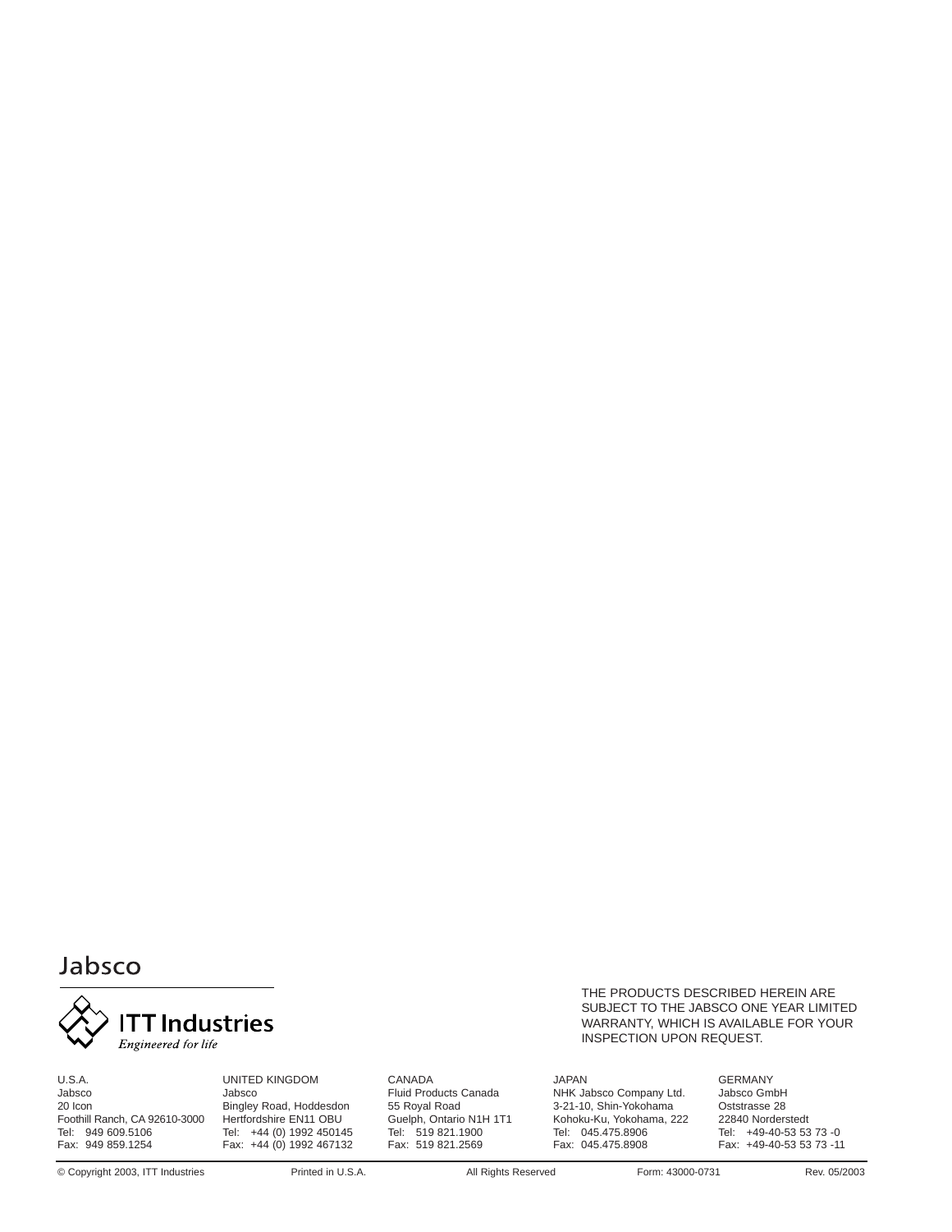Jabsco

ITT Industries

*Engineered for life*

THE PRODUCTS DESCRIBED HEREIN ARE SUBJECT TO THE JABSCO ONE YEAR LIMITED WARRANTY, WHICH IS AVAILABLE FOR YOUR INSPECTION UPON REQUEST.

| | | | | |
|---|---|---|---|---|
| U.S.A. | UNITED KINGDOM | CANADA | JAPAN | GERMANY |
| Jabsco | Jabsco | Fluid Products Canada | NHK Jabsco Company Ltd. | Jabsco GmbH |
| 20 Icon | Bingley Road, Hoddesdon | 55 Royal Road | 3-21-10, Shin-Yokohama | Oststrasse 28 |
| Foothill Ranch, CA 92610-3000 | Hertfordshire EN11 OBU | Guelph, Ontario N1H 1T1 | Kohoku-Ku, Yokohama, 222 | 22840 Norderstedt |
| Tel: 949 609.5106 | Tel: +44 (0) 1992 450145 | Tel: 519 821.1900 | Tel: 045.475.8906 | Tel: +49-40-53 53 73 -0 |
| Fax: 949 859.1254 | Fax: +44 (0) 1992 467132 | Fax: 519 821.2569 | Fax: 045.475.8908 | Fax: +49-40-53 53 73 -11 |

© Copyright 2003, ITT Industries    Printed in U.S.A.    All Rights Reserved    Form: 43000-0731    Rev. 05/2003